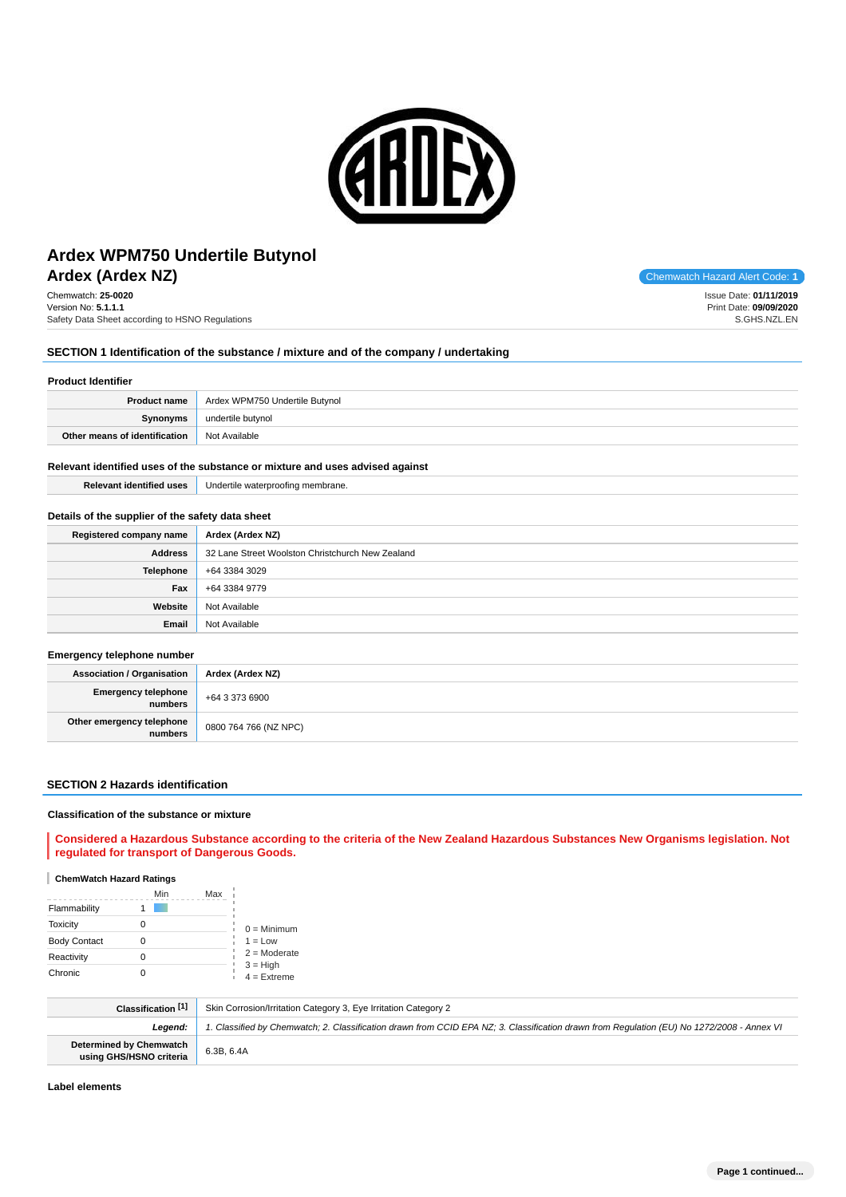# Ardex WPM750 Undertile Butynol

## Ardex (Ardex NZ)

Chemwatch Hazard Alert Code: **1**

Chemwatch: **25-0020**
Version No: **5.1.1.1**
Safety Data Sheet according to HSNO Regulations

Issue Date: **01/11/2019**
Print Date: **09/09/2020**
S.GHS.NZL.EN

## SECTION 1 Identification of the substance / mixture and of the company / undertaking

### Product Identifier

| | |
|---|---|
| **Product name** | Ardex WPM750 Undertile Butynol |
| **Synonyms** | undertile butynol |
| **Other means of identification** | Not Available |

### Relevant identified uses of the substance or mixture and uses advised against

| | |
|---|---|
| **Relevant identified uses** | Undertile waterproofing membrane. |

### Details of the supplier of the safety data sheet

| | |
|---|---|
| **Registered company name** | **Ardex (Ardex NZ)** |
| **Address** | 32 Lane Street Woolston Christchurch New Zealand |
| **Telephone** | +64 3384 3029 |
| **Fax** | +64 3384 9779 |
| **Website** | Not Available |
| **Email** | Not Available |

### Emergency telephone number

| | |
|---|---|
| **Association / Organisation** | **Ardex (Ardex NZ)** |
| **Emergency telephone numbers** | +64 3 373 6900 |
| **Other emergency telephone numbers** | 0800 764 766 (NZ NPC) |

## SECTION 2 Hazards identification

### Classification of the substance or mixture

**Considered a Hazardous Substance according to the criteria of the New Zealand Hazardous Substances New Organisms legislation. Not regulated for transport of Dangerous Goods.**

**ChemWatch Hazard Ratings**

| | Min | Max |
|---|---|---|
| Flammability | 1 | |
| Toxicity | 0 | |
| Body Contact | 0 | |
| Reactivity | 0 | |
| Chronic | 0 | |

0 = Minimum
1 = Low
2 = Moderate
3 = High
4 = Extreme

| | |
|---|---|
| **Classification** [1] | Skin Corrosion/Irritation Category 3, Eye Irritation Category 2 |
| ***Legend:*** | *1. Classified by Chemwatch; 2. Classification drawn from CCID EPA NZ; 3. Classification drawn from Regulation (EU) No 1272/2008 - Annex VI* |
| **Determined by Chemwatch using GHS/HSNO criteria** | 6.3B, 6.4A |

### Label elements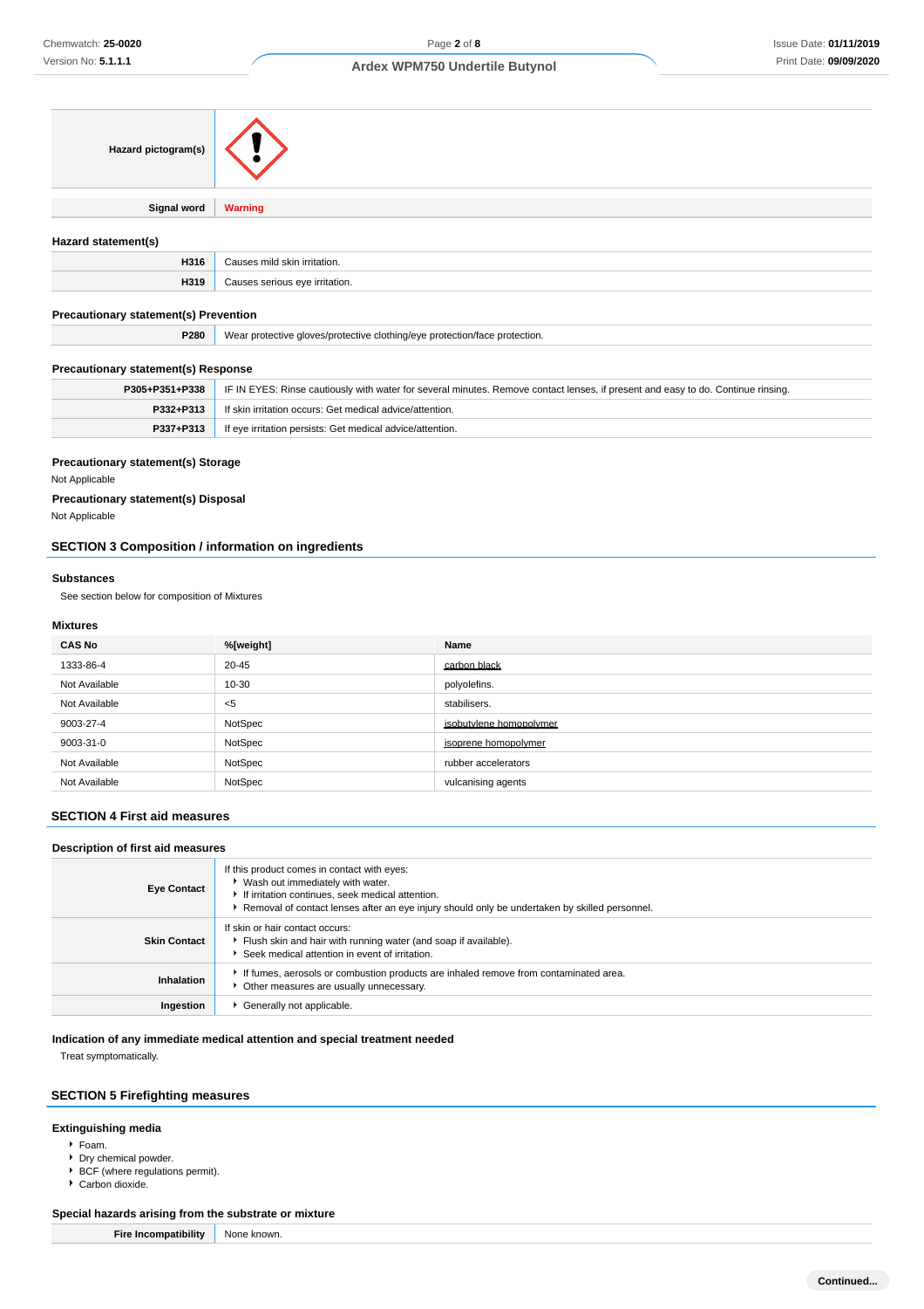| | |
|---|---|
| **Hazard pictogram(s)** | |
| **Signal word** | **Warning** |

### Hazard statement(s)

| | |
|---|---|
| **H316** | Causes mild skin irritation. |
| **H319** | Causes serious eye irritation. |

### Precautionary statement(s) Prevention

| | |
|---|---|
| **P280** | Wear protective gloves/protective clothing/eye protection/face protection. |

### Precautionary statement(s) Response

| | |
|---|---|
| **P305+P351+P338** | IF IN EYES: Rinse cautiously with water for several minutes. Remove contact lenses, if present and easy to do. Continue rinsing. |
| **P332+P313** | If skin irritation occurs: Get medical advice/attention. |
| **P337+P313** | If eye irritation persists: Get medical advice/attention. |

### Precautionary statement(s) Storage

Not Applicable

### Precautionary statement(s) Disposal

Not Applicable

## SECTION 3 Composition / information on ingredients

### Substances

See section below for composition of Mixtures

### Mixtures

| CAS No | %[weight] | Name |
|---|---|---|
| 1333-86-4 | 20-45 | carbon black |
| Not Available | 10-30 | polyolefins. |
| Not Available | <5 | stabilisers. |
| 9003-27-4 | NotSpec | isobutylene homopolymer |
| 9003-31-0 | NotSpec | isoprene homopolymer |
| Not Available | NotSpec | rubber accelerators |
| Not Available | NotSpec | vulcanising agents |

## SECTION 4 First aid measures

### Description of first aid measures

| | |
|---|---|
| **Eye Contact** | If this product comes in contact with eyes:<br>- Wash out immediately with water.<br>- If irritation continues, seek medical attention.<br>- Removal of contact lenses after an eye injury should only be undertaken by skilled personnel. |
| **Skin Contact** | If skin or hair contact occurs:<br>- Flush skin and hair with running water (and soap if available).<br>- Seek medical attention in event of irritation. |
| **Inhalation** | - If fumes, aerosols or combustion products are inhaled remove from contaminated area.<br>- Other measures are usually unnecessary. |
| **Ingestion** | - Generally not applicable. |

### Indication of any immediate medical attention and special treatment needed

Treat symptomatically.

## SECTION 5 Firefighting measures

### Extinguishing media

- Foam.
- Dry chemical powder.
- BCF (where regulations permit).
- Carbon dioxide.

### Special hazards arising from the substrate or mixture

| | |
|---|---|
| **Fire Incompatibility** | None known. |

Continued...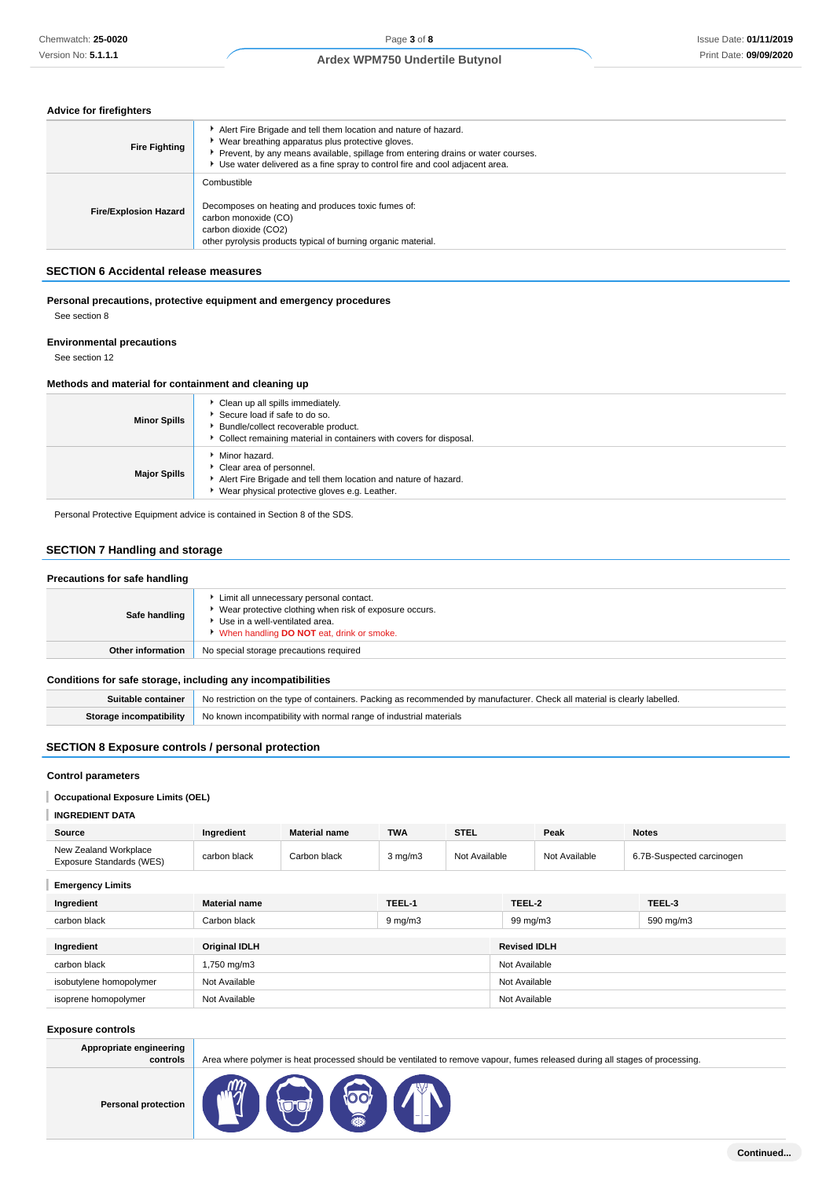### Advice for firefighters

| | |
|---|---|
| **Fire Fighting** | ‣ Alert Fire Brigade and tell them location and nature of hazard.<br>‣ Wear breathing apparatus plus protective gloves.<br>‣ Prevent, by any means available, spillage from entering drains or water courses.<br>‣ Use water delivered as a fine spray to control fire and cool adjacent area. |
| **Fire/Explosion Hazard** | Combustible<br><br>Decomposes on heating and produces toxic fumes of:<br>carbon monoxide (CO)<br>carbon dioxide (CO2)<br>other pyrolysis products typical of burning organic material. |

## SECTION 6 Accidental release measures

### Personal precautions, protective equipment and emergency procedures

See section 8

### Environmental precautions

See section 12

### Methods and material for containment and cleaning up

| | |
|---|---|
| **Minor Spills** | ‣ Clean up all spills immediately.<br>‣ Secure load if safe to do so.<br>‣ Bundle/collect recoverable product.<br>‣ Collect remaining material in containers with covers for disposal. |
| **Major Spills** | ‣ Minor hazard.<br>‣ Clear area of personnel.<br>‣ Alert Fire Brigade and tell them location and nature of hazard.<br>‣ Wear physical protective gloves e.g. Leather. |

Personal Protective Equipment advice is contained in Section 8 of the SDS.

## SECTION 7 Handling and storage

### Precautions for safe handling

| | |
|---|---|
| **Safe handling** | ‣ Limit all unnecessary personal contact.<br>‣ Wear protective clothing when risk of exposure occurs.<br>‣ Use in a well-ventilated area.<br>‣ When handling **DO NOT** eat, drink or smoke. |
| **Other information** | No special storage precautions required |

### Conditions for safe storage, including any incompatibilities

| | |
|---|---|
| **Suitable container** | No restriction on the type of containers. Packing as recommended by manufacturer. Check all material is clearly labelled. |
| **Storage incompatibility** | No known incompatibility with normal range of industrial materials |

## SECTION 8 Exposure controls / personal protection

### Control parameters

#### Occupational Exposure Limits (OEL)

#### INGREDIENT DATA

| Source | Ingredient | Material name | TWA | STEL | Peak | Notes |
|---|---|---|---|---|---|---|
| New Zealand Workplace Exposure Standards (WES) | carbon black | Carbon black | 3 mg/m3 | Not Available | Not Available | 6.7B-Suspected carcinogen |

#### Emergency Limits

| Ingredient | Material name | TEEL-1 | TEEL-2 | TEEL-3 |
|---|---|---|---|---|
| carbon black | Carbon black | 9 mg/m3 | 99 mg/m3 | 590 mg/m3 |

| Ingredient | Original IDLH | Revised IDLH |
|---|---|---|
| carbon black | 1,750 mg/m3 | Not Available |
| isobutylene homopolymer | Not Available | Not Available |
| isoprene homopolymer | Not Available | Not Available |

### Exposure controls

| | |
|---|---|
| **Appropriate engineering controls** | Area where polymer is heat processed should be ventilated to remove vapour, fumes released during all stages of processing. |
| **Personal protection** | |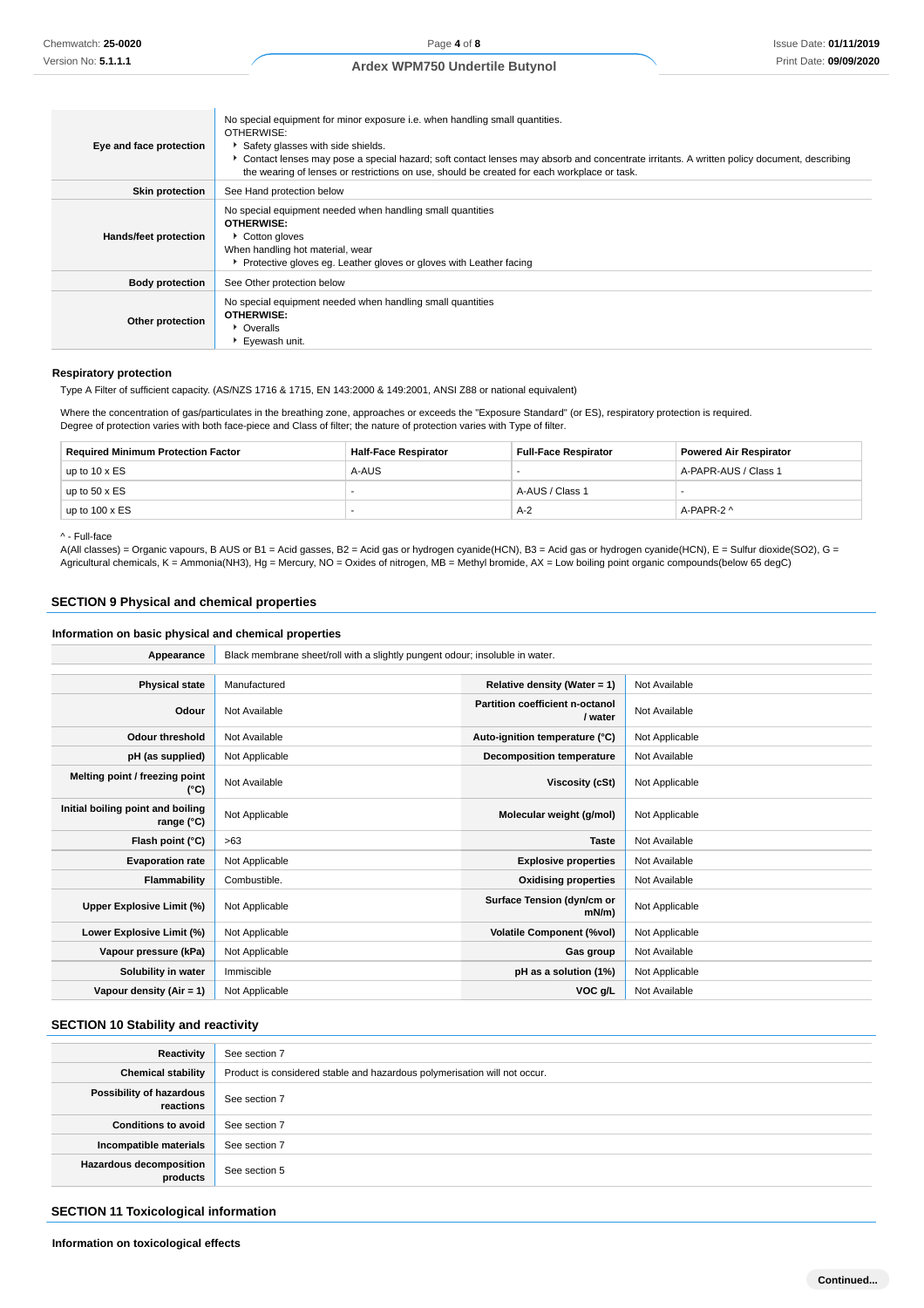| | |
|---|---|
| **Eye and face protection** | No special equipment for minor exposure i.e. when handling small quantities.<br>OTHERWISE:<br>▸ Safety glasses with side shields.<br>▸ Contact lenses may pose a special hazard; soft contact lenses may absorb and concentrate irritants. A written policy document, describing the wearing of lenses or restrictions on use, should be created for each workplace or task. |
| **Skin protection** | See Hand protection below |
| **Hands/feet protection** | No special equipment needed when handling small quantities<br>**OTHERWISE:**<br>▸ Cotton gloves<br>When handling hot material, wear<br>▸ Protective gloves eg. Leather gloves or gloves with Leather facing |
| **Body protection** | See Other protection below |
| **Other protection** | No special equipment needed when handling small quantities<br>**OTHERWISE:**<br>▸ Overalls<br>▸ Eyewash unit. |

### Respiratory protection

Type A Filter of sufficient capacity. (AS/NZS 1716 & 1715, EN 143:2000 & 149:2001, ANSI Z88 or national equivalent)

Where the concentration of gas/particulates in the breathing zone, approaches or exceeds the "Exposure Standard" (or ES), respiratory protection is required.
Degree of protection varies with both face-piece and Class of filter; the nature of protection varies with Type of filter.

| Required Minimum Protection Factor | Half-Face Respirator | Full-Face Respirator | Powered Air Respirator |
|---|---|---|---|
| up to 10 x ES | A-AUS | - | A-PAPR-AUS / Class 1 |
| up to 50 x ES | - | A-AUS / Class 1 | - |
| up to 100 x ES | - | A-2 | A-PAPR-2 ^ |

^ - Full-face
A(All classes) = Organic vapours, B AUS or B1 = Acid gasses, B2 = Acid gas or hydrogen cyanide(HCN), B3 = Acid gas or hydrogen cyanide(HCN), E = Sulfur dioxide($SO_2$), G = Agricultural chemicals, K = Ammonia($NH_3$), Hg = Mercury, NO = Oxides of nitrogen, MB = Methyl bromide, AX = Low boiling point organic compounds(below 65 degC)

## SECTION 9 Physical and chemical properties

### Information on basic physical and chemical properties

| | |
|---|---|
| **Appearance** | Black membrane sheet/roll with a slightly pungent odour; insoluble in water. |

| | | | |
|---|---|---|---|
| **Physical state** | Manufactured | **Relative density (Water = 1)** | Not Available |
| **Odour** | Not Available | **Partition coefficient n-octanol / water** | Not Available |
| **Odour threshold** | Not Available | **Auto-ignition temperature (°C)** | Not Applicable |
| **pH (as supplied)** | Not Applicable | **Decomposition temperature** | Not Available |
| **Melting point / freezing point (°C)** | Not Available | **Viscosity (cSt)** | Not Applicable |
| **Initial boiling point and boiling range (°C)** | Not Applicable | **Molecular weight (g/mol)** | Not Applicable |
| **Flash point (°C)** | >63 | **Taste** | Not Available |
| **Evaporation rate** | Not Applicable | **Explosive properties** | Not Available |
| **Flammability** | Combustible. | **Oxidising properties** | Not Available |
| **Upper Explosive Limit (%)** | Not Applicable | **Surface Tension (dyn/cm or mN/m)** | Not Applicable |
| **Lower Explosive Limit (%)** | Not Applicable | **Volatile Component (%vol)** | Not Applicable |
| **Vapour pressure (kPa)** | Not Applicable | **Gas group** | Not Available |
| **Solubility in water** | Immiscible | **pH as a solution (1%)** | Not Applicable |
| **Vapour density (Air = 1)** | Not Applicable | **VOC g/L** | Not Available |

## SECTION 10 Stability and reactivity

| | |
|---|---|
| **Reactivity** | See section 7 |
| **Chemical stability** | Product is considered stable and hazardous polymerisation will not occur. |
| **Possibility of hazardous reactions** | See section 7 |
| **Conditions to avoid** | See section 7 |
| **Incompatible materials** | See section 7 |
| **Hazardous decomposition products** | See section 5 |

## SECTION 11 Toxicological information

### Information on toxicological effects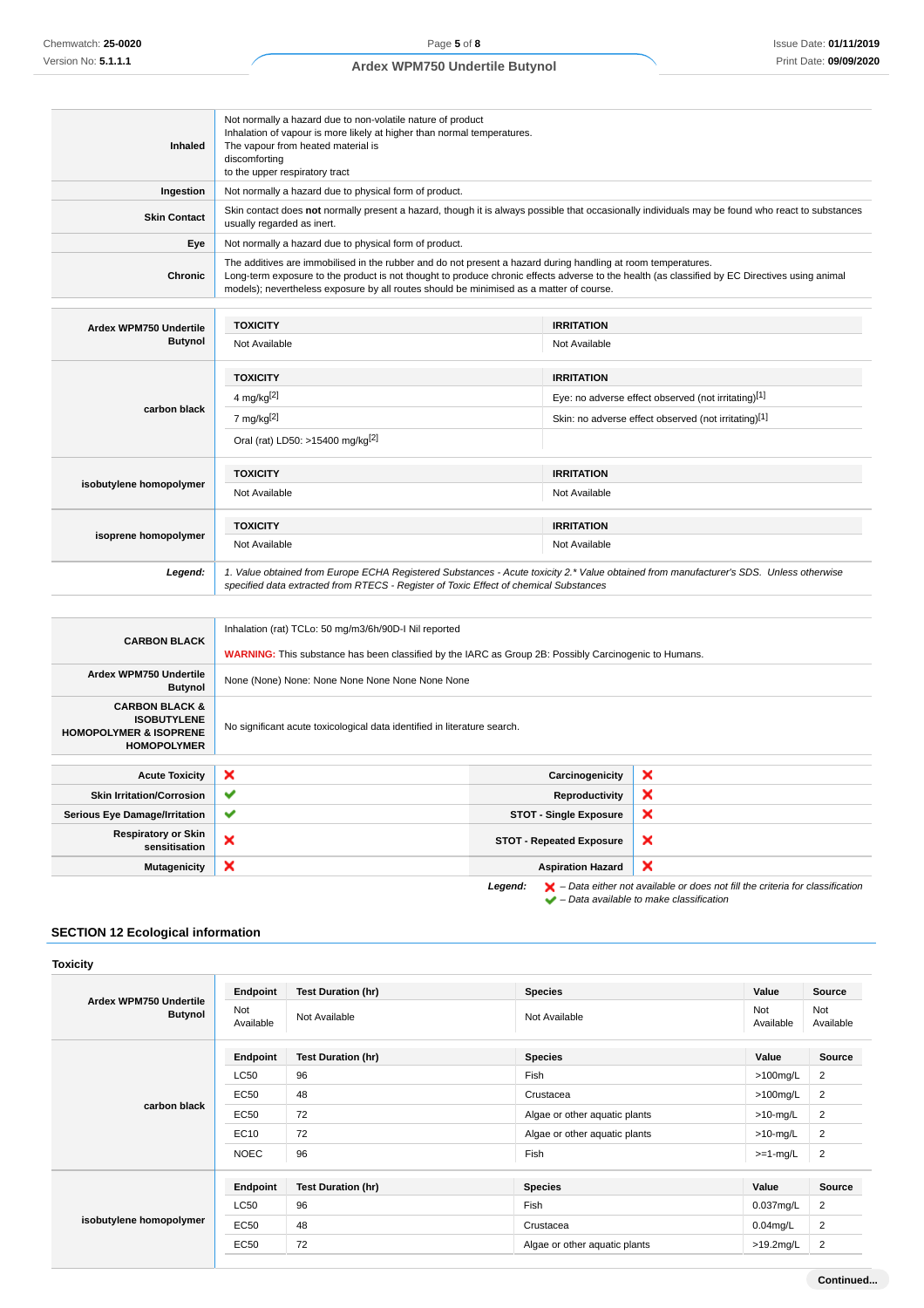| | |
|---|---|
| **Inhaled** | Not normally a hazard due to non-volatile nature of product<br>Inhalation of vapour is more likely at higher than normal temperatures.<br>The vapour from heated material is<br>discomforting<br>to the upper respiratory tract |
| **Ingestion** | Not normally a hazard due to physical form of product. |
| **Skin Contact** | Skin contact does **not** normally present a hazard, though it is always possible that occasionally individuals may be found who react to substances usually regarded as inert. |
| **Eye** | Not normally a hazard due to physical form of product. |
| **Chronic** | The additives are immobilised in the rubber and do not present a hazard during handling at room temperatures.<br>Long-term exposure to the product is not thought to produce chronic effects adverse to the health (as classified by EC Directives using animal models); nevertheless exposure by all routes should be minimised as a matter of course. |

| | TOXICITY | IRRITATION |
|---|---|---|
| **Ardex WPM750 Undertile Butynol** | Not Available | Not Available |
| **carbon black** | **TOXICITY** | **IRRITATION** |
| | 4 mg/kg[2] | Eye: no adverse effect observed (not irritating)[1] |
| | 7 mg/kg[2] | Skin: no adverse effect observed (not irritating)[1] |
| | Oral (rat) LD50: >15400 mg/kg[2] | |
| **isobutylene homopolymer** | **TOXICITY** | **IRRITATION** |
| | Not Available | Not Available |
| **isoprene homopolymer** | **TOXICITY** | **IRRITATION** |
| | Not Available | Not Available |
| ***Legend:*** | *1. Value obtained from Europe ECHA Registered Substances - Acute toxicity 2.\* Value obtained from manufacturer's SDS. Unless otherwise specified data extracted from RTECS - Register of Toxic Effect of chemical Substances* | |

| | |
|---|---|
| **CARBON BLACK** | Inhalation (rat) TCLo: 50 mg/m3/6h/90D-I Nil reported<br><br>**WARNING:** This substance has been classified by the IARC as Group 2B: Possibly Carcinogenic to Humans. |
| **Ardex WPM750 Undertile Butynol** | None (None) None: None None None None None None |
| **CARBON BLACK & ISOBUTYLENE HOMOPOLYMER & ISOPRENE HOMOPOLYMER** | No significant acute toxicological data identified in literature search. |

| | | | |
|---|---|---|---|
| **Acute Toxicity** | ✘ | **Carcinogenicity** | ✘ |
| **Skin Irritation/Corrosion** | ✔ | **Reproductivity** | ✘ |
| **Serious Eye Damage/Irritation** | ✔ | **STOT - Single Exposure** | ✘ |
| **Respiratory or Skin sensitisation** | ✘ | **STOT - Repeated Exposure** | ✘ |
| **Mutagenicity** | ✘ | **Aspiration Hazard** | ✘ |

***Legend:*** ✘ *– Data either not available or does not fill the criteria for classification*
✔ *– Data available to make classification*

## SECTION 12 Ecological information

### Toxicity

| | Endpoint | Test Duration (hr) | Species | Value | Source |
|---|---|---|---|---|---|
| **Ardex WPM750 Undertile Butynol** | Not Available | Not Available | Not Available | Not Available | Not Available |
| **carbon black** | **Endpoint** | **Test Duration (hr)** | **Species** | **Value** | **Source** |
| | LC50 | 96 | Fish | >100mg/L | 2 |
| | EC50 | 48 | Crustacea | >100mg/L | 2 |
| | EC50 | 72 | Algae or other aquatic plants | >10-mg/L | 2 |
| | EC10 | 72 | Algae or other aquatic plants | >10-mg/L | 2 |
| | NOEC | 96 | Fish | >=1-mg/L | 2 |
| **isobutylene homopolymer** | **Endpoint** | **Test Duration (hr)** | **Species** | **Value** | **Source** |
| | LC50 | 96 | Fish | 0.037mg/L | 2 |
| | EC50 | 48 | Crustacea | 0.04mg/L | 2 |
| | EC50 | 72 | Algae or other aquatic plants | >19.2mg/L | 2 |

**Continued...**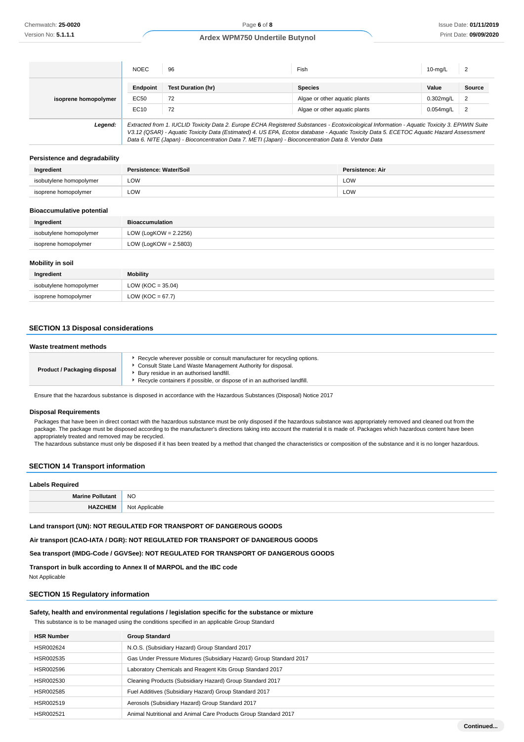| | NOEC | 96 | Fish | 10-mg/L | 2 |
|---|---|---|---|---|---|
| **isoprene homopolymer** | **Endpoint** | **Test Duration (hr)** | **Species** | **Value** | **Source** |
| | EC50 | 72 | Algae or other aquatic plants | 0.302mg/L | 2 |
| | EC10 | 72 | Algae or other aquatic plants | 0.054mg/L | 2 |
| ***Legend:*** | *Extracted from 1. IUCLID Toxicity Data 2. Europe ECHA Registered Substances - Ecotoxicological Information - Aquatic Toxicity 3. EPIWIN Suite V3.12 (QSAR) - Aquatic Toxicity Data (Estimated) 4. US EPA, Ecotox database - Aquatic Toxicity Data 5. ECETOC Aquatic Hazard Assessment Data 6. NITE (Japan) - Bioconcentration Data 7. METI (Japan) - Bioconcentration Data 8. Vendor Data* | | | | |

### Persistence and degradability

| Ingredient | Persistence: Water/Soil | Persistence: Air |
|---|---|---|
| isobutylene homopolymer | LOW | LOW |
| isoprene homopolymer | LOW | LOW |

### Bioaccumulative potential

| Ingredient | Bioaccumulation |
|---|---|
| isobutylene homopolymer | LOW (LogKOW = 2.2256) |
| isoprene homopolymer | LOW (LogKOW = 2.5803) |

### Mobility in soil

| Ingredient | Mobility |
|---|---|
| isobutylene homopolymer | LOW (KOC = 35.04) |
| isoprene homopolymer | LOW (KOC = 67.7) |

## SECTION 13 Disposal considerations

### Waste treatment methods

| | |
|---|---|
| **Product / Packaging disposal** | • Recycle wherever possible or consult manufacturer for recycling options.<br>• Consult State Land Waste Management Authority for disposal.<br>• Bury residue in an authorised landfill.<br>• Recycle containers if possible, or dispose of in an authorised landfill. |

Ensure that the hazardous substance is disposed in accordance with the Hazardous Substances (Disposal) Notice 2017

### Disposal Requirements

Packages that have been in direct contact with the hazardous substance must be only disposed if the hazardous substance was appropriately removed and cleaned out from the package. The package must be disposed according to the manufacturer's directions taking into account the material it is made of. Packages which hazardous content have been appropriately treated and removed may be recycled.
The hazardous substance must only be disposed if it has been treated by a method that changed the characteristics or composition of the substance and it is no longer hazardous.

## SECTION 14 Transport information

### Labels Required

| | |
|---|---|
| **Marine Pollutant** | NO |
| **HAZCHEM** | Not Applicable |

**Land transport (UN): NOT REGULATED FOR TRANSPORT OF DANGEROUS GOODS**

**Air transport (ICAO-IATA / DGR): NOT REGULATED FOR TRANSPORT OF DANGEROUS GOODS**

**Sea transport (IMDG-Code / GGVSee): NOT REGULATED FOR TRANSPORT OF DANGEROUS GOODS**

**Transport in bulk according to Annex II of MARPOL and the IBC code**

Not Applicable

## SECTION 15 Regulatory information

### Safety, health and environmental regulations / legislation specific for the substance or mixture

This substance is to be managed using the conditions specified in an applicable Group Standard

| HSR Number | Group Standard |
|---|---|
| HSR002624 | N.O.S. (Subsidiary Hazard) Group Standard 2017 |
| HSR002535 | Gas Under Pressure Mixtures (Subsidiary Hazard) Group Standard 2017 |
| HSR002596 | Laboratory Chemicals and Reagent Kits Group Standard 2017 |
| HSR002530 | Cleaning Products (Subsidiary Hazard) Group Standard 2017 |
| HSR002585 | Fuel Additives (Subsidiary Hazard) Group Standard 2017 |
| HSR002519 | Aerosols (Subsidiary Hazard) Group Standard 2017 |
| HSR002521 | Animal Nutritional and Animal Care Products Group Standard 2017 |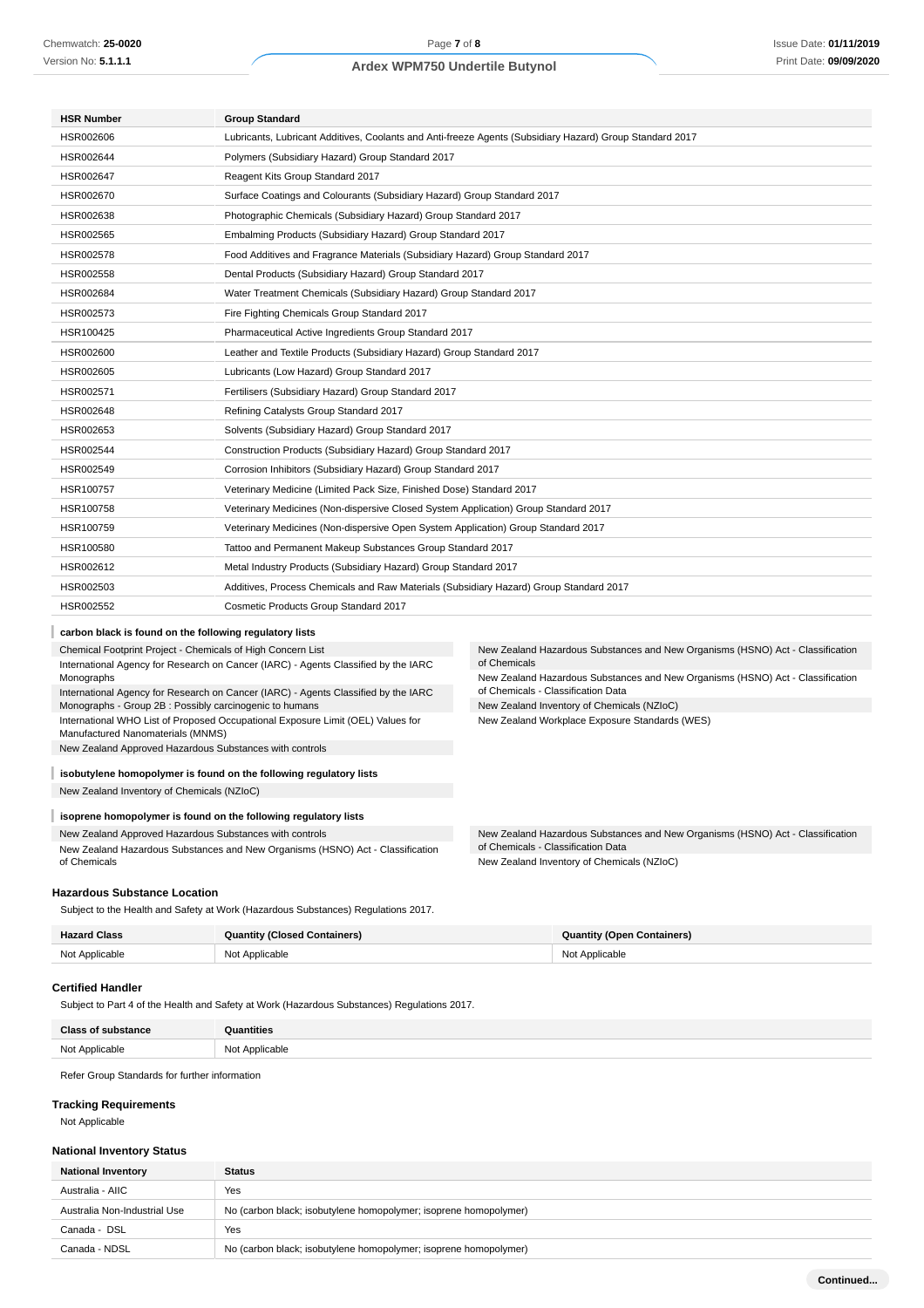| HSR Number | Group Standard |
|---|---|
| HSR002606 | Lubricants, Lubricant Additives, Coolants and Anti-freeze Agents (Subsidiary Hazard) Group Standard 2017 |
| HSR002644 | Polymers (Subsidiary Hazard) Group Standard 2017 |
| HSR002647 | Reagent Kits Group Standard 2017 |
| HSR002670 | Surface Coatings and Colourants (Subsidiary Hazard) Group Standard 2017 |
| HSR002638 | Photographic Chemicals (Subsidiary Hazard) Group Standard 2017 |
| HSR002565 | Embalming Products (Subsidiary Hazard) Group Standard 2017 |
| HSR002578 | Food Additives and Fragrance Materials (Subsidiary Hazard) Group Standard 2017 |
| HSR002558 | Dental Products (Subsidiary Hazard) Group Standard 2017 |
| HSR002684 | Water Treatment Chemicals (Subsidiary Hazard) Group Standard 2017 |
| HSR002573 | Fire Fighting Chemicals Group Standard 2017 |
| HSR100425 | Pharmaceutical Active Ingredients Group Standard 2017 |
| HSR002600 | Leather and Textile Products (Subsidiary Hazard) Group Standard 2017 |
| HSR002605 | Lubricants (Low Hazard) Group Standard 2017 |
| HSR002571 | Fertilisers (Subsidiary Hazard) Group Standard 2017 |
| HSR002648 | Refining Catalysts Group Standard 2017 |
| HSR002653 | Solvents (Subsidiary Hazard) Group Standard 2017 |
| HSR002544 | Construction Products (Subsidiary Hazard) Group Standard 2017 |
| HSR002549 | Corrosion Inhibitors (Subsidiary Hazard) Group Standard 2017 |
| HSR100757 | Veterinary Medicine (Limited Pack Size, Finished Dose) Standard 2017 |
| HSR100758 | Veterinary Medicines (Non-dispersive Closed System Application) Group Standard 2017 |
| HSR100759 | Veterinary Medicines (Non-dispersive Open System Application) Group Standard 2017 |
| HSR100580 | Tattoo and Permanent Makeup Substances Group Standard 2017 |
| HSR002612 | Metal Industry Products (Subsidiary Hazard) Group Standard 2017 |
| HSR002503 | Additives, Process Chemicals and Raw Materials (Subsidiary Hazard) Group Standard 2017 |
| HSR002552 | Cosmetic Products Group Standard 2017 |

**carbon black is found on the following regulatory lists**

- Chemical Footprint Project - Chemicals of High Concern List
- International Agency for Research on Cancer (IARC) - Agents Classified by the IARC Monographs
- International Agency for Research on Cancer (IARC) - Agents Classified by the IARC Monographs - Group 2B : Possibly carcinogenic to humans
- International WHO List of Proposed Occupational Exposure Limit (OEL) Values for Manufactured Nanomaterials (MNMS)
- New Zealand Approved Hazardous Substances with controls
- New Zealand Hazardous Substances and New Organisms (HSNO) Act - Classification of Chemicals
- New Zealand Hazardous Substances and New Organisms (HSNO) Act - Classification of Chemicals - Classification Data
- New Zealand Inventory of Chemicals (NZIoC)
- New Zealand Workplace Exposure Standards (WES)

**isobutylene homopolymer is found on the following regulatory lists**

- New Zealand Inventory of Chemicals (NZIoC)

**isoprene homopolymer is found on the following regulatory lists**

- New Zealand Approved Hazardous Substances with controls
- New Zealand Hazardous Substances and New Organisms (HSNO) Act - Classification of Chemicals
- New Zealand Hazardous Substances and New Organisms (HSNO) Act - Classification of Chemicals - Classification Data
- New Zealand Inventory of Chemicals (NZIoC)

### Hazardous Substance Location

Subject to the Health and Safety at Work (Hazardous Substances) Regulations 2017.

| Hazard Class | Quantity (Closed Containers) | Quantity (Open Containers) |
|---|---|---|
| Not Applicable | Not Applicable | Not Applicable |

### Certified Handler

Subject to Part 4 of the Health and Safety at Work (Hazardous Substances) Regulations 2017.

| Class of substance | Quantities |
|---|---|
| Not Applicable | Not Applicable |

Refer Group Standards for further information

### Tracking Requirements

Not Applicable

### National Inventory Status

| National Inventory | Status |
|---|---|
| Australia - AIIC | Yes |
| Australia Non-Industrial Use | No (carbon black; isobutylene homopolymer; isoprene homopolymer) |
| Canada - DSL | Yes |
| Canada - NDSL | No (carbon black; isobutylene homopolymer; isoprene homopolymer) |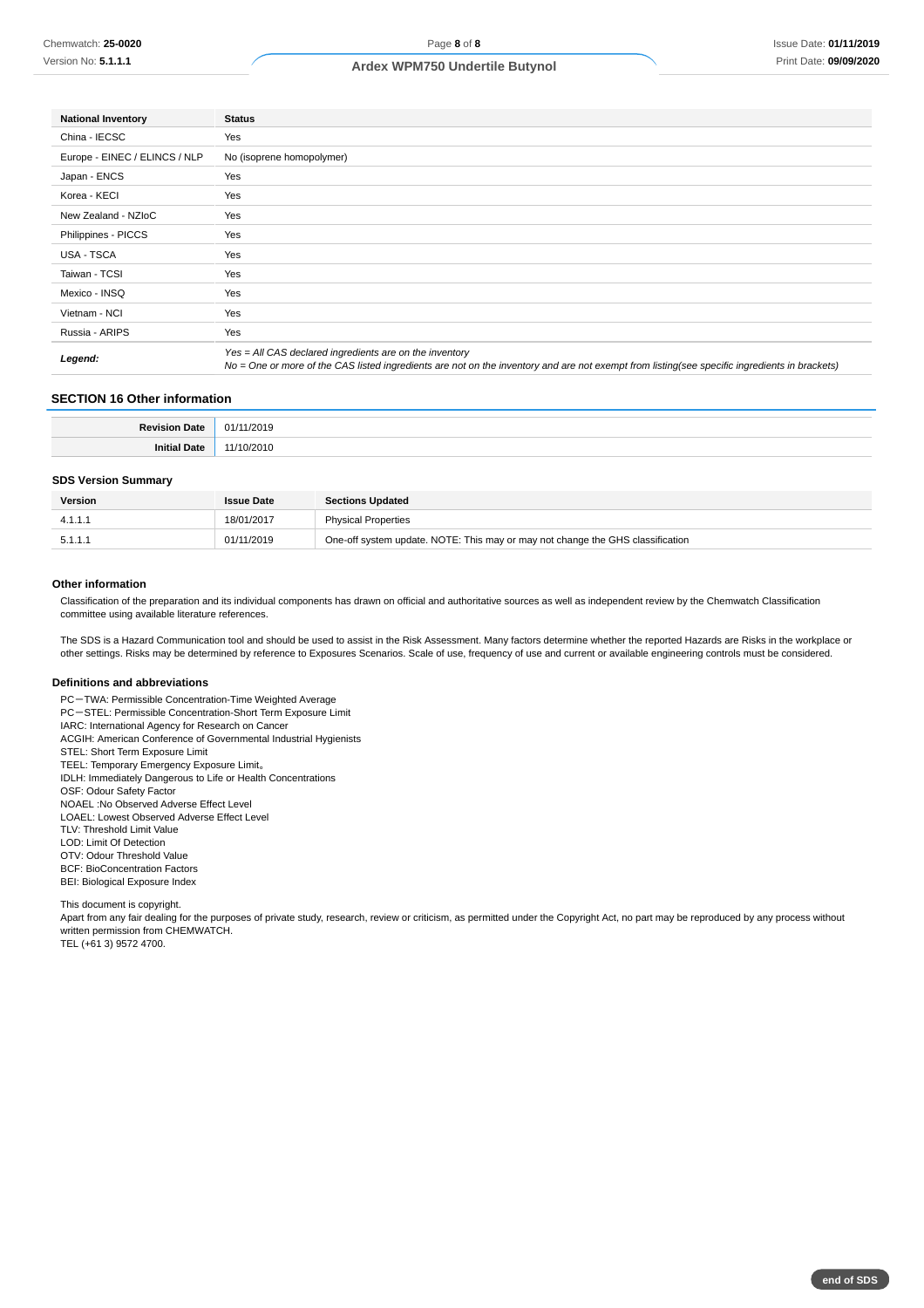| National Inventory | Status |
| --- | --- |
| China - IECSC | Yes |
| Europe - EINEC / ELINCS / NLP | No (isoprene homopolymer) |
| Japan - ENCS | Yes |
| Korea - KECI | Yes |
| New Zealand - NZIoC | Yes |
| Philippines - PICCS | Yes |
| USA - TSCA | Yes |
| Taiwan - TCSI | Yes |
| Mexico - INSQ | Yes |
| Vietnam - NCI | Yes |
| Russia - ARIPS | Yes |
| ***Legend:*** | *Yes = All CAS declared ingredients are on the inventory*<br>*No = One or more of the CAS listed ingredients are not on the inventory and are not exempt from listing(see specific ingredients in brackets)* |

## SECTION 16 Other information

| | |
| --- | --- |
| **Revision Date** | 01/11/2019 |
| **Initial Date** | 11/10/2010 |

### SDS Version Summary

| Version | Issue Date | Sections Updated |
| --- | --- | --- |
| 4.1.1.1 | 18/01/2017 | Physical Properties |
| 5.1.1.1 | 01/11/2019 | One-off system update. NOTE: This may or may not change the GHS classification |

### Other information

Classification of the preparation and its individual components has drawn on official and authoritative sources as well as independent review by the Chemwatch Classification committee using available literature references.

The SDS is a Hazard Communication tool and should be used to assist in the Risk Assessment. Many factors determine whether the reported Hazards are Risks in the workplace or other settings. Risks may be determined by reference to Exposures Scenarios. Scale of use, frequency of use and current or available engineering controls must be considered.

### Definitions and abbreviations

PC－TWA: Permissible Concentration-Time Weighted Average
PC－STEL: Permissible Concentration-Short Term Exposure Limit
IARC: International Agency for Research on Cancer
ACGIH: American Conference of Governmental Industrial Hygienists
STEL: Short Term Exposure Limit
TEEL: Temporary Emergency Exposure Limit。
IDLH: Immediately Dangerous to Life or Health Concentrations
OSF: Odour Safety Factor
NOAEL :No Observed Adverse Effect Level
LOAEL: Lowest Observed Adverse Effect Level
TLV: Threshold Limit Value
LOD: Limit Of Detection
OTV: Odour Threshold Value
BCF: BioConcentration Factors
BEI: Biological Exposure Index

This document is copyright.
Apart from any fair dealing for the purposes of private study, research, review or criticism, as permitted under the Copyright Act, no part may be reproduced by any process without written permission from CHEMWATCH.
TEL (+61 3) 9572 4700.

end of SDS